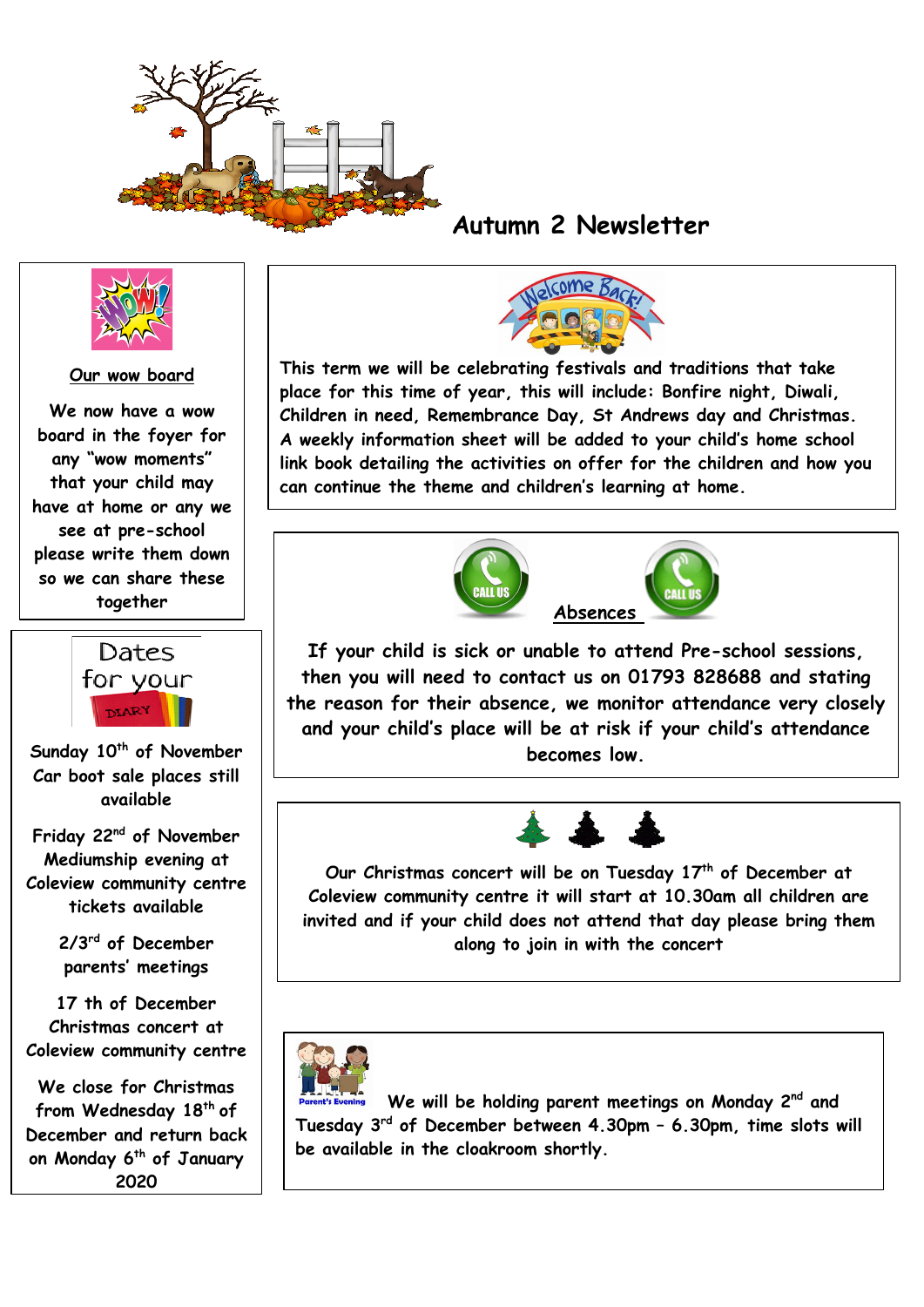# Autumn 2 Newsletter

This term we will be celebrating festivals and traditions that take place for this time of year, this will include: Bonfire night, Diwali, Children in need, Remembrance Day, St Andrews day and Christmas. A weekly information sheet will be added to your child's home school link book detailing the activities on offer for the children and how you can continue the theme and children's learning at home.

## Absences

If your child is sick or unable to attend Pre-school sessions, then you will need to contact us on 01793 828688 and stating the reason for their absence, we monitor attendance very closely and your child's place will be at risk if your child's attendance becomes low.

Our Christmas concert will be on Tuesday 17th of December at Coleview community centre it will start at 10.30am all children are invited and if your child does not attend that day please bring them along to join in with the concert

We will be holding parent meetings on Monday 2nd and Tuesday 3rd of December between 4.30pm – 6.30pm, time slots will be available in the cloakroom shortly.

## Our wow board

We now have a wow board in the foyer for any "wow moments" that your child may have at home or any we see at pre-school please write them down so we can share these together

## Dates for your diary

Sunday 10th of November
Car boot sale places still available

Friday 22nd of November
Mediumship evening at Coleview community centre tickets available

2/3rd of December
parents' meetings

17 th of December
Christmas concert at Coleview community centre

We close for Christmas from Wednesday 18th of December and return back on Monday 6th of January 2020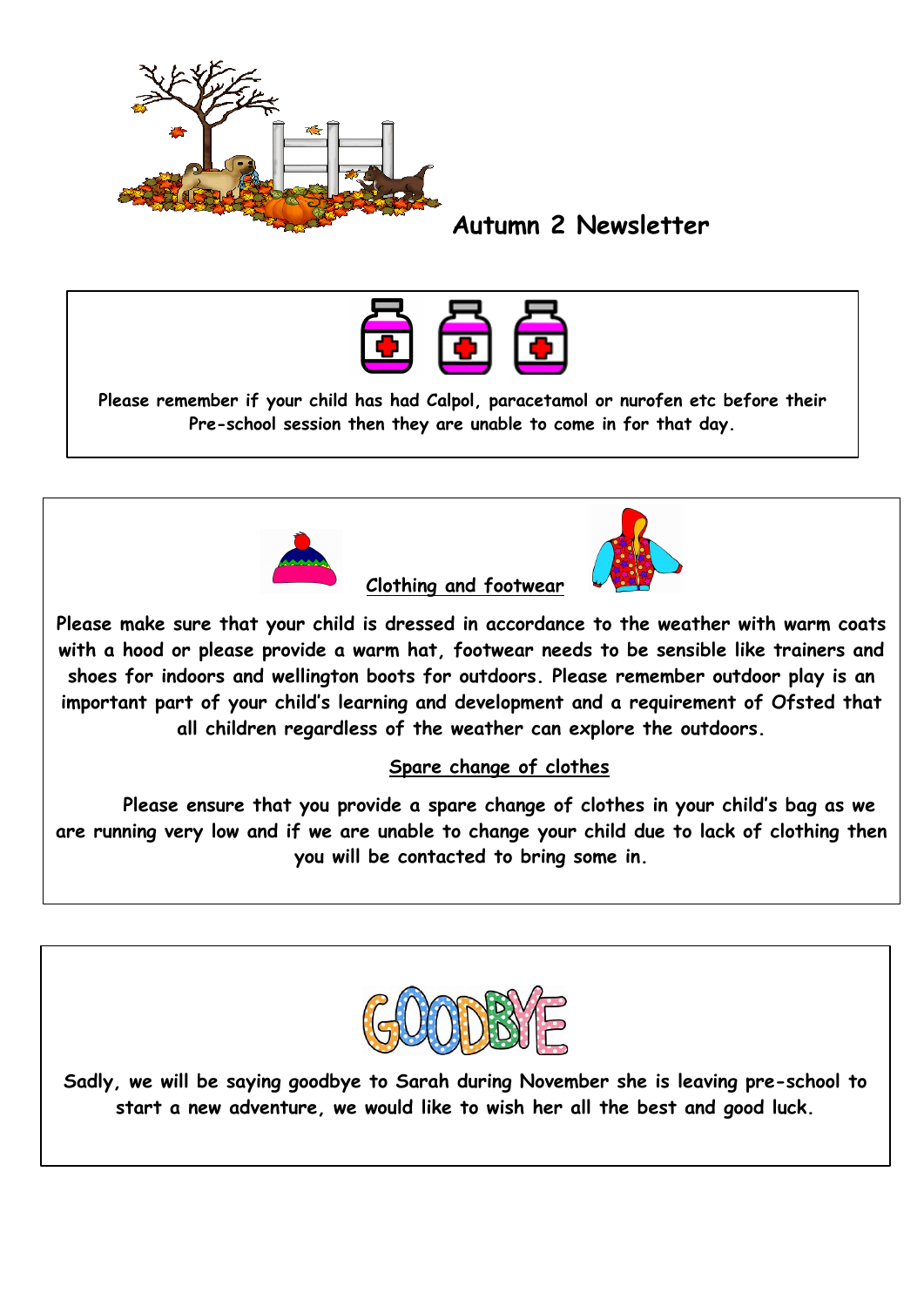# Autumn 2 Newsletter

**Please remember if your child has had Calpol, paracetamol or nurofen etc before their Pre-school session then they are unable to come in for that day.**

## Clothing and footwear

**Please make sure that your child is dressed in accordance to the weather with warm coats with a hood or please provide a warm hat, footwear needs to be sensible like trainers and shoes for indoors and wellington boots for outdoors. Please remember outdoor play is an important part of your child's learning and development and a requirement of Ofsted that all children regardless of the weather can explore the outdoors.**

## Spare change of clothes

Please ensure that you provide a spare change of clothes in your child's bag as we are running very low and if we are unable to change your child due to lack of clothing then you will be contacted to bring some in.

## GOODBYE

Sadly, we will be saying goodbye to Sarah during November she is leaving pre-school to start a new adventure, we would like to wish her all the best and good luck.